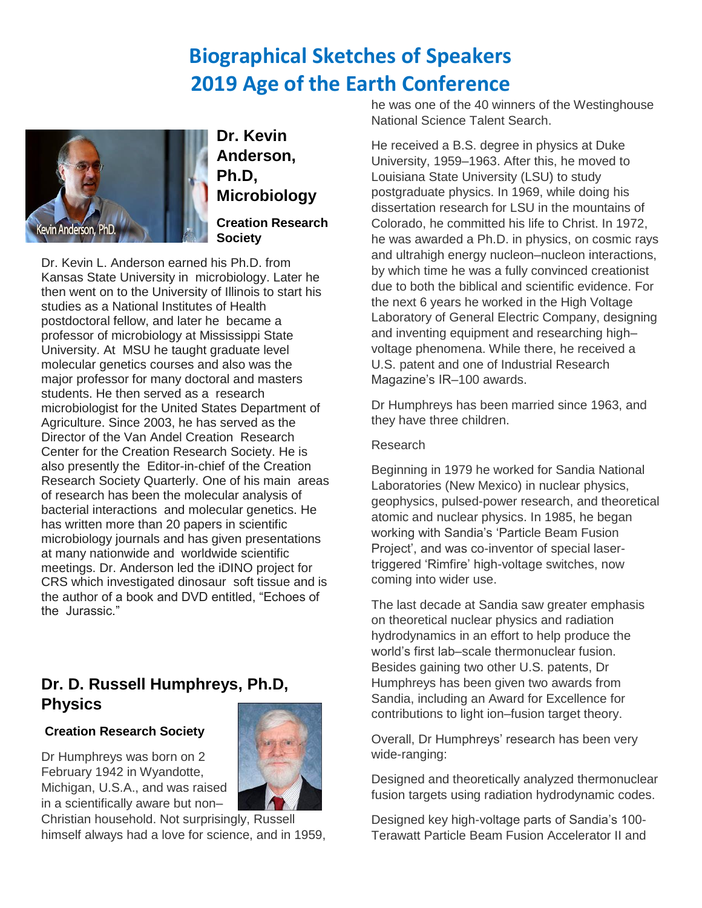# Biographical Sketches of Speakers
# 2019 Age of the Earth Conference

## Dr. Kevin Anderson, Ph.D, Microbiology

**Creation Research Society**

Dr. Kevin L. Anderson earned his Ph.D. from Kansas State University in microbiology. Later he then went on to the University of Illinois to start his studies as a National Institutes of Health postdoctoral fellow, and later he became a professor of microbiology at Mississippi State University. At MSU he taught graduate level molecular genetics courses and also was the major professor for many doctoral and masters students. He then served as a research microbiologist for the United States Department of Agriculture. Since 2003, he has served as the Director of the Van Andel Creation Research Center for the Creation Research Society. He is also presently the Editor-in-chief of the Creation Research Society Quarterly. One of his main areas of research has been the molecular analysis of bacterial interactions and molecular genetics. He has written more than 20 papers in scientific microbiology journals and has given presentations at many nationwide and worldwide scientific meetings. Dr. Anderson led the iDINO project for CRS which investigated dinosaur soft tissue and is the author of a book and DVD entitled, "Echoes of the Jurassic."

## Dr. D. Russell Humphreys, Ph.D, Physics

**Creation Research Society**

Dr Humphreys was born on 2 February 1942 in Wyandotte, Michigan, U.S.A., and was raised in a scientifically aware but non–Christian household. Not surprisingly, Russell himself always had a love for science, and in 1959, he was one of the 40 winners of the Westinghouse National Science Talent Search.

He received a B.S. degree in physics at Duke University, 1959–1963. After this, he moved to Louisiana State University (LSU) to study postgraduate physics. In 1969, while doing his dissertation research for LSU in the mountains of Colorado, he committed his life to Christ. In 1972, he was awarded a Ph.D. in physics, on cosmic rays and ultrahigh energy nucleon–nucleon interactions, by which time he was a fully convinced creationist due to both the biblical and scientific evidence. For the next 6 years he worked in the High Voltage Laboratory of General Electric Company, designing and inventing equipment and researching high–voltage phenomena. While there, he received a U.S. patent and one of Industrial Research Magazine's IR–100 awards.

Dr Humphreys has been married since 1963, and they have three children.

Research

Beginning in 1979 he worked for Sandia National Laboratories (New Mexico) in nuclear physics, geophysics, pulsed-power research, and theoretical atomic and nuclear physics. In 1985, he began working with Sandia's 'Particle Beam Fusion Project', and was co-inventor of special laser-triggered 'Rimfire' high-voltage switches, now coming into wider use.

The last decade at Sandia saw greater emphasis on theoretical nuclear physics and radiation hydrodynamics in an effort to help produce the world's first lab–scale thermonuclear fusion. Besides gaining two other U.S. patents, Dr Humphreys has been given two awards from Sandia, including an Award for Excellence for contributions to light ion–fusion target theory.

Overall, Dr Humphreys' research has been very wide-ranging:

Designed and theoretically analyzed thermonuclear fusion targets using radiation hydrodynamic codes.

Designed key high-voltage parts of Sandia's 100-Terawatt Particle Beam Fusion Accelerator II and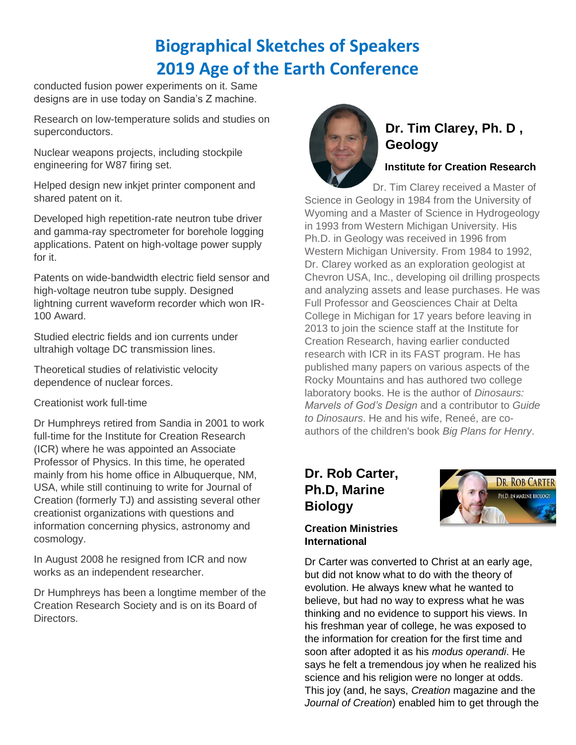# Biographical Sketches of Speakers 2019 Age of the Earth Conference

conducted fusion power experiments on it. Same designs are in use today on Sandia's Z machine.

Research on low-temperature solids and studies on superconductors.

Nuclear weapons projects, including stockpile engineering for W87 firing set.

Helped design new inkjet printer component and shared patent on it.

Developed high repetition-rate neutron tube driver and gamma-ray spectrometer for borehole logging applications. Patent on high-voltage power supply for it.

Patents on wide-bandwidth electric field sensor and high-voltage neutron tube supply. Designed lightning current waveform recorder which won IR-100 Award.

Studied electric fields and ion currents under ultrahigh voltage DC transmission lines.

Theoretical studies of relativistic velocity dependence of nuclear forces.

Creationist work full-time

Dr Humphreys retired from Sandia in 2001 to work full-time for the Institute for Creation Research (ICR) where he was appointed an Associate Professor of Physics. In this time, he operated mainly from his home office in Albuquerque, NM, USA, while still continuing to write for Journal of Creation (formerly TJ) and assisting several other creationist organizations with questions and information concerning physics, astronomy and cosmology.

In August 2008 he resigned from ICR and now works as an independent researcher.

Dr Humphreys has been a longtime member of the Creation Research Society and is on its Board of Directors.

## Dr. Tim Clarey, Ph. D , Geology

**Institute for Creation Research**

Dr. Tim Clarey received a Master of Science in Geology in 1984 from the University of Wyoming and a Master of Science in Hydrogeology in 1993 from Western Michigan University. His Ph.D. in Geology was received in 1996 from Western Michigan University. From 1984 to 1992, Dr. Clarey worked as an exploration geologist at Chevron USA, Inc., developing oil drilling prospects and analyzing assets and lease purchases. He was Full Professor and Geosciences Chair at Delta College in Michigan for 17 years before leaving in 2013 to join the science staff at the Institute for Creation Research, having earlier conducted research with ICR in its FAST program. He has published many papers on various aspects of the Rocky Mountains and has authored two college laboratory books. He is the author of *Dinosaurs: Marvels of God's Design* and a contributor to *Guide to Dinosaurs*. He and his wife, Reneé, are co-authors of the children's book *Big Plans for Henry*.

## Dr. Rob Carter, Ph.D, Marine Biology

**Creation Ministries International**

Dr Carter was converted to Christ at an early age, but did not know what to do with the theory of evolution. He always knew what he wanted to believe, but had no way to express what he was thinking and no evidence to support his views. In his freshman year of college, he was exposed to the information for creation for the first time and soon after adopted it as his *modus operandi*. He says he felt a tremendous joy when he realized his science and his religion were no longer at odds. This joy (and, he says, *Creation* magazine and the *Journal of Creation*) enabled him to get through the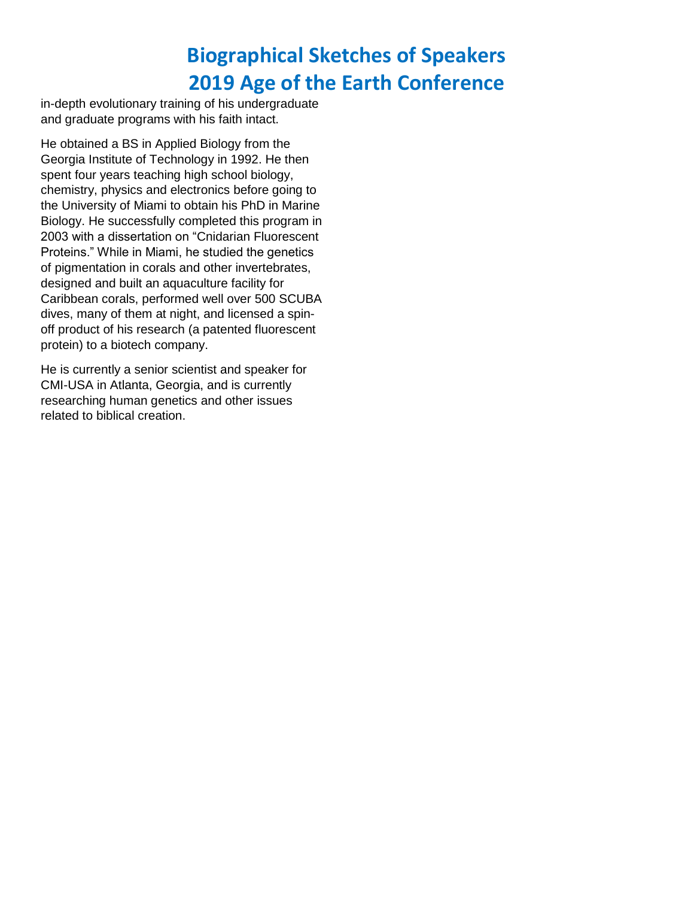in-depth evolutionary training of his undergraduate and graduate programs with his faith intact.

He obtained a BS in Applied Biology from the Georgia Institute of Technology in 1992. He then spent four years teaching high school biology, chemistry, physics and electronics before going to the University of Miami to obtain his PhD in Marine Biology. He successfully completed this program in 2003 with a dissertation on "Cnidarian Fluorescent Proteins." While in Miami, he studied the genetics of pigmentation in corals and other invertebrates, designed and built an aquaculture facility for Caribbean corals, performed well over 500 SCUBA dives, many of them at night, and licensed a spin-off product of his research (a patented fluorescent protein) to a biotech company.

He is currently a senior scientist and speaker for CMI-USA in Atlanta, Georgia, and is currently researching human genetics and other issues related to biblical creation.